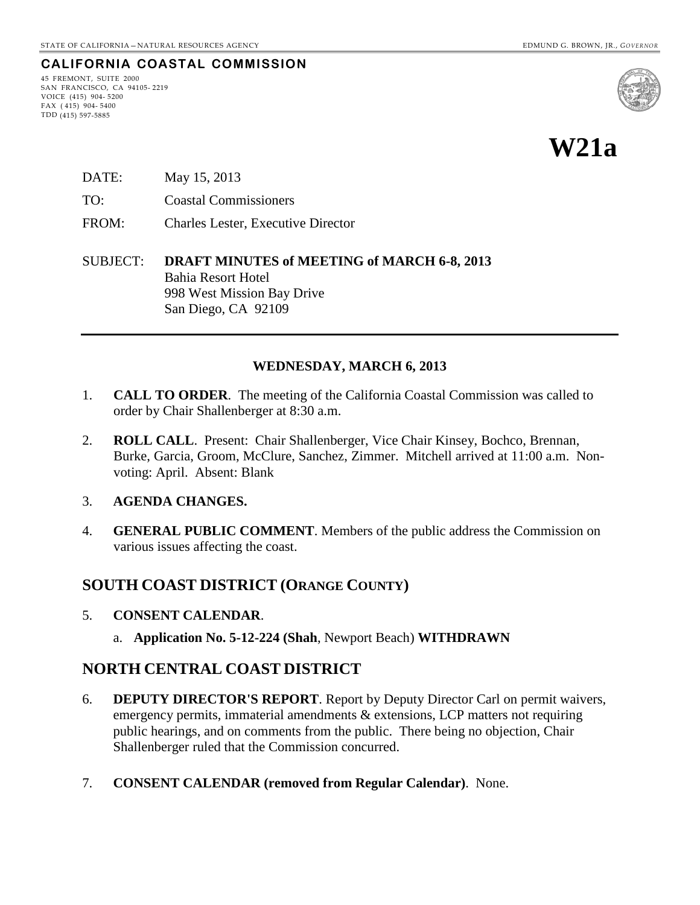STATE OF CALIFORNIA – NATURAL RESOURCES AGENCY EDMUND G. BROWN, JR., *GOVERNOR*

**CALIFORNIA COASTAL COMMISSION**

45 FREMONT, SUITE 2000
SAN FRANCISCO, CA 94105-2219
VOICE (415) 904-5200
FAX (415) 904-5400
TDD (415) 597-5885

# W21a

DATE: May 15, 2013

TO: Coastal Commissioners

FROM: Charles Lester, Executive Director

SUBJECT: **DRAFT MINUTES of MEETING of MARCH 6-8, 2013**
Bahia Resort Hotel
998 West Mission Bay Drive
San Diego, CA 92109

---

**WEDNESDAY, MARCH 6, 2013**

1. **CALL TO ORDER**. The meeting of the California Coastal Commission was called to order by Chair Shallenberger at 8:30 a.m.

2. **ROLL CALL**. Present: Chair Shallenberger, Vice Chair Kinsey, Bochco, Brennan, Burke, Garcia, Groom, McClure, Sanchez, Zimmer. Mitchell arrived at 11:00 a.m. Non-voting: April. Absent: Blank

3. **AGENDA CHANGES.**

4. **GENERAL PUBLIC COMMENT**. Members of the public address the Commission on various issues affecting the coast.

## SOUTH COAST DISTRICT (ORANGE COUNTY)

5. **CONSENT CALENDAR**.
   a. **Application No. 5-12-224 (Shah**, Newport Beach) **WITHDRAWN**

## NORTH CENTRAL COAST DISTRICT

6. **DEPUTY DIRECTOR'S REPORT**. Report by Deputy Director Carl on permit waivers, emergency permits, immaterial amendments & extensions, LCP matters not requiring public hearings, and on comments from the public. There being no objection, Chair Shallenberger ruled that the Commission concurred.

7. **CONSENT CALENDAR (removed from Regular Calendar)**. None.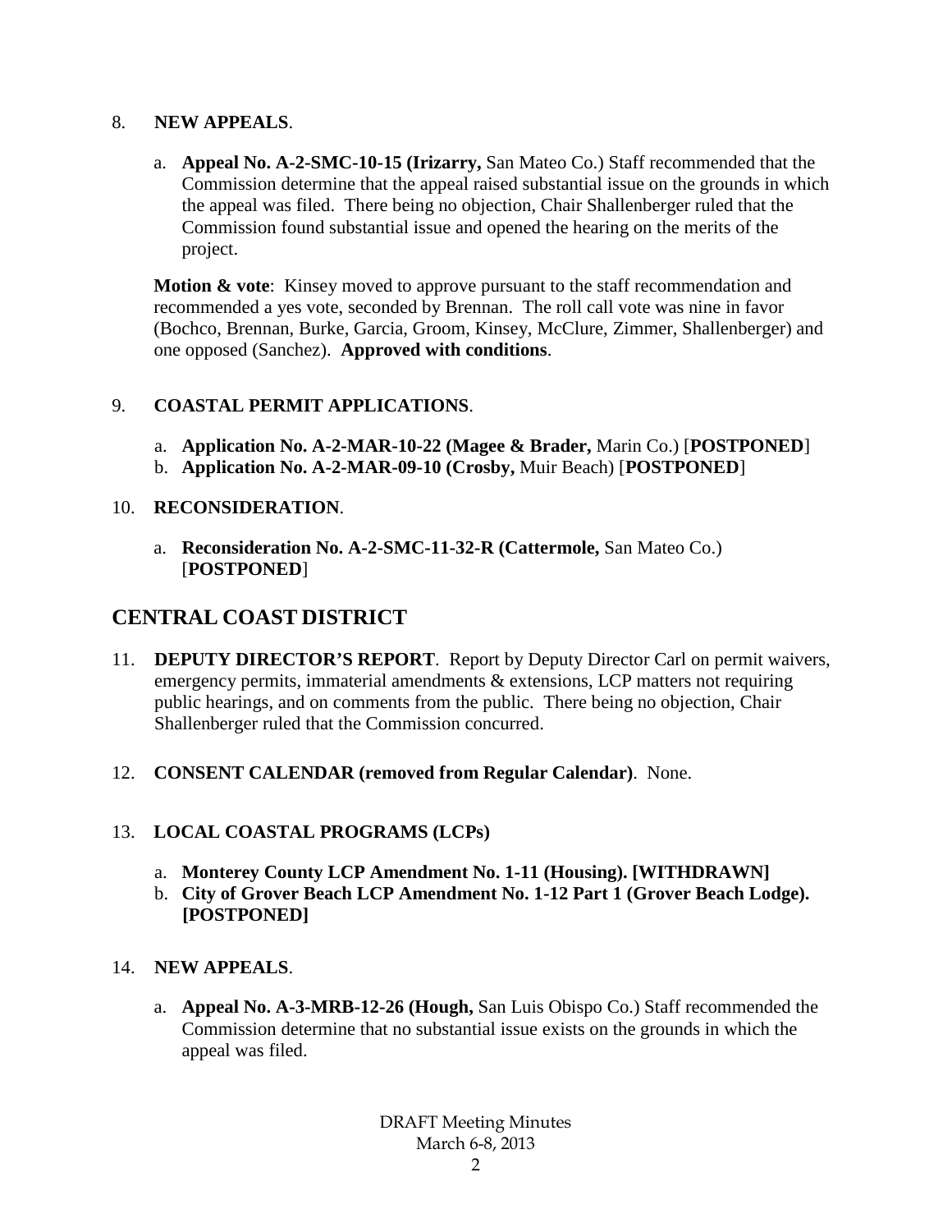8. **NEW APPEALS**.

   a. **Appeal No. A-2-SMC-10-15 (Irizarry,** San Mateo Co.) Staff recommended that the Commission determine that the appeal raised substantial issue on the grounds in which the appeal was filed. There being no objection, Chair Shallenberger ruled that the Commission found substantial issue and opened the hearing on the merits of the project.

   **Motion & vote**: Kinsey moved to approve pursuant to the staff recommendation and recommended a yes vote, seconded by Brennan. The roll call vote was nine in favor (Bochco, Brennan, Burke, Garcia, Groom, Kinsey, McClure, Zimmer, Shallenberger) and one opposed (Sanchez). **Approved with conditions**.

9. **COASTAL PERMIT APPLICATIONS**.

   a. **Application No. A-2-MAR-10-22 (Magee & Brader,** Marin Co.) [**POSTPONED**]
   b. **Application No. A-2-MAR-09-10 (Crosby,** Muir Beach) [**POSTPONED**]

10. **RECONSIDERATION**.

    a. **Reconsideration No. A-2-SMC-11-32-R (Cattermole,** San Mateo Co.) [**POSTPONED**]

## CENTRAL COAST DISTRICT

11. **DEPUTY DIRECTOR'S REPORT**. Report by Deputy Director Carl on permit waivers, emergency permits, immaterial amendments & extensions, LCP matters not requiring public hearings, and on comments from the public. There being no objection, Chair Shallenberger ruled that the Commission concurred.

12. **CONSENT CALENDAR (removed from Regular Calendar)**. None.

13. **LOCAL COASTAL PROGRAMS (LCPs)**

    a. **Monterey County LCP Amendment No. 1-11 (Housing). [WITHDRAWN]**
    b. **City of Grover Beach LCP Amendment No. 1-12 Part 1 (Grover Beach Lodge). [POSTPONED]**

14. **NEW APPEALS**.

    a. **Appeal No. A-3-MRB-12-26 (Hough,** San Luis Obispo Co.) Staff recommended the Commission determine that no substantial issue exists on the grounds in which the appeal was filed.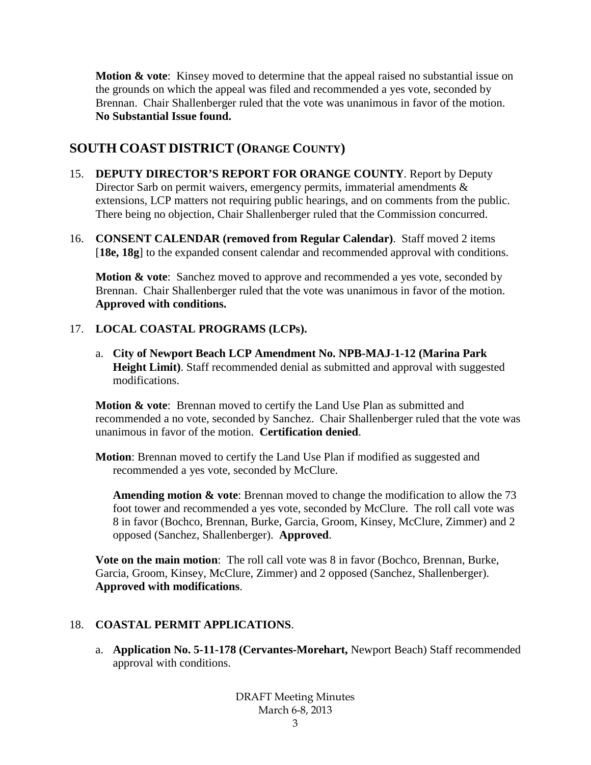**Motion & vote**: Kinsey moved to determine that the appeal raised no substantial issue on the grounds on which the appeal was filed and recommended a yes vote, seconded by Brennan. Chair Shallenberger ruled that the vote was unanimous in favor of the motion. **No Substantial Issue found.**

## SOUTH COAST DISTRICT (ORANGE COUNTY)

15. **DEPUTY DIRECTOR'S REPORT FOR ORANGE COUNTY**. Report by Deputy Director Sarb on permit waivers, emergency permits, immaterial amendments & extensions, LCP matters not requiring public hearings, and on comments from the public. There being no objection, Chair Shallenberger ruled that the Commission concurred.

16. **CONSENT CALENDAR (removed from Regular Calendar)**. Staff moved 2 items [**18e, 18g**] to the expanded consent calendar and recommended approval with conditions.

    **Motion & vote**: Sanchez moved to approve and recommended a yes vote, seconded by Brennan. Chair Shallenberger ruled that the vote was unanimous in favor of the motion. **Approved with conditions.**

17. **LOCAL COASTAL PROGRAMS (LCPs).**

    a. **City of Newport Beach LCP Amendment No. NPB-MAJ-1-12 (Marina Park Height Limit)**. Staff recommended denial as submitted and approval with suggested modifications.

    **Motion & vote**: Brennan moved to certify the Land Use Plan as submitted and recommended a no vote, seconded by Sanchez. Chair Shallenberger ruled that the vote was unanimous in favor of the motion. **Certification denied**.

    **Motion**: Brennan moved to certify the Land Use Plan if modified as suggested and recommended a yes vote, seconded by McClure.

    **Amending motion & vote**: Brennan moved to change the modification to allow the 73 foot tower and recommended a yes vote, seconded by McClure. The roll call vote was 8 in favor (Bochco, Brennan, Burke, Garcia, Groom, Kinsey, McClure, Zimmer) and 2 opposed (Sanchez, Shallenberger). **Approved**.

    **Vote on the main motion**: The roll call vote was 8 in favor (Bochco, Brennan, Burke, Garcia, Groom, Kinsey, McClure, Zimmer) and 2 opposed (Sanchez, Shallenberger). **Approved with modifications**.

18. **COASTAL PERMIT APPLICATIONS**.

    a. **Application No. 5-11-178 (Cervantes-Morehart,** Newport Beach) Staff recommended approval with conditions.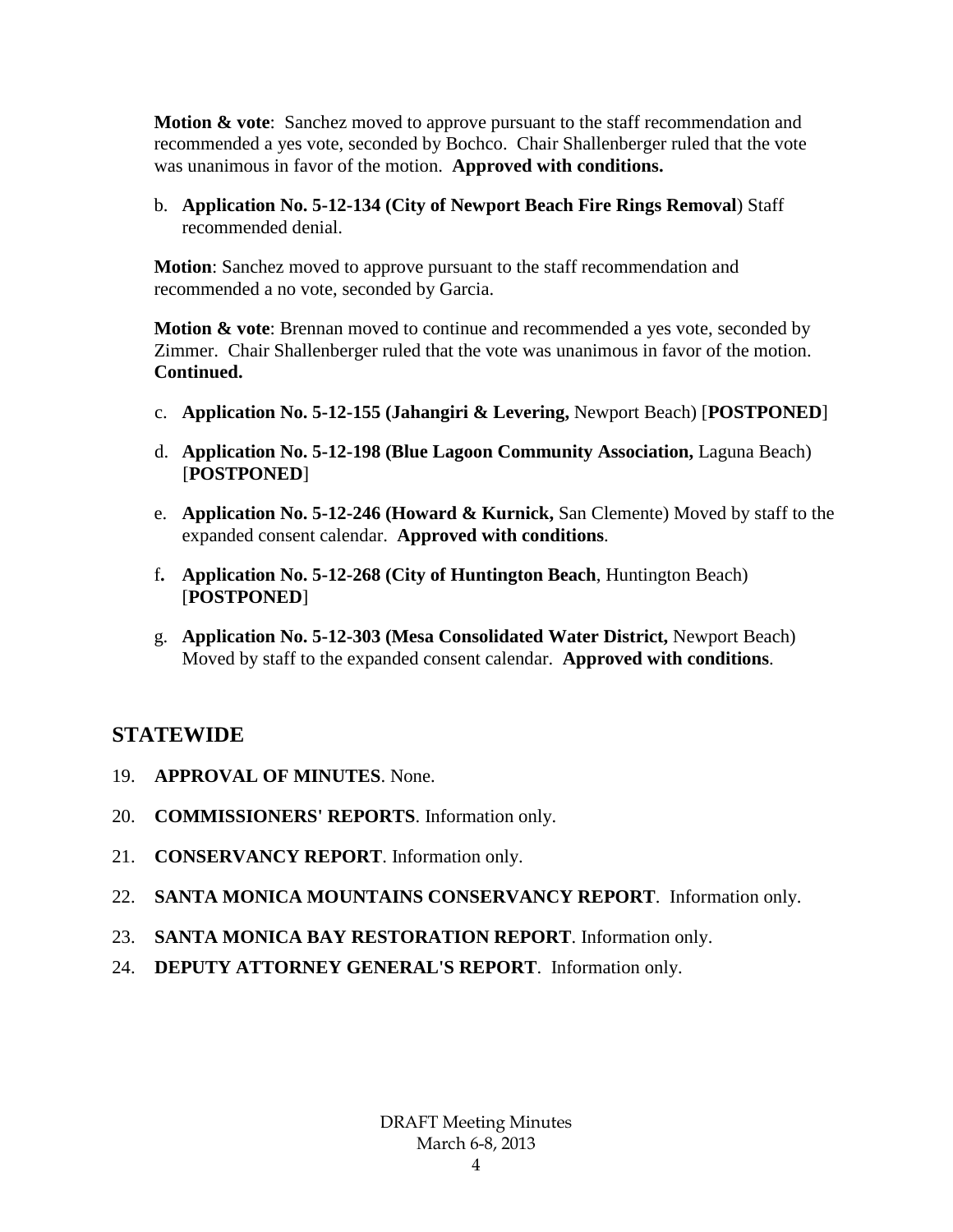**Motion & vote**: Sanchez moved to approve pursuant to the staff recommendation and recommended a yes vote, seconded by Bochco. Chair Shallenberger ruled that the vote was unanimous in favor of the motion. **Approved with conditions.**

b. **Application No. 5-12-134 (City of Newport Beach Fire Rings Removal**) Staff recommended denial.

**Motion**: Sanchez moved to approve pursuant to the staff recommendation and recommended a no vote, seconded by Garcia.

**Motion & vote**: Brennan moved to continue and recommended a yes vote, seconded by Zimmer. Chair Shallenberger ruled that the vote was unanimous in favor of the motion. **Continued.**

c. **Application No. 5-12-155 (Jahangiri & Levering,** Newport Beach) [**POSTPONED**]

d. **Application No. 5-12-198 (Blue Lagoon Community Association,** Laguna Beach) [**POSTPONED**]

e. **Application No. 5-12-246 (Howard & Kurnick,** San Clemente) Moved by staff to the expanded consent calendar. **Approved with conditions**.

f**.** **Application No. 5-12-268 (City of Huntington Beach**, Huntington Beach) [**POSTPONED**]

g. **Application No. 5-12-303 (Mesa Consolidated Water District,** Newport Beach) Moved by staff to the expanded consent calendar. **Approved with conditions**.

## STATEWIDE

19. **APPROVAL OF MINUTES**. None.

20. **COMMISSIONERS' REPORTS**. Information only.

21. **CONSERVANCY REPORT**. Information only.

22. **SANTA MONICA MOUNTAINS CONSERVANCY REPORT**. Information only.

23. **SANTA MONICA BAY RESTORATION REPORT**. Information only.

24. **DEPUTY ATTORNEY GENERAL'S REPORT**. Information only.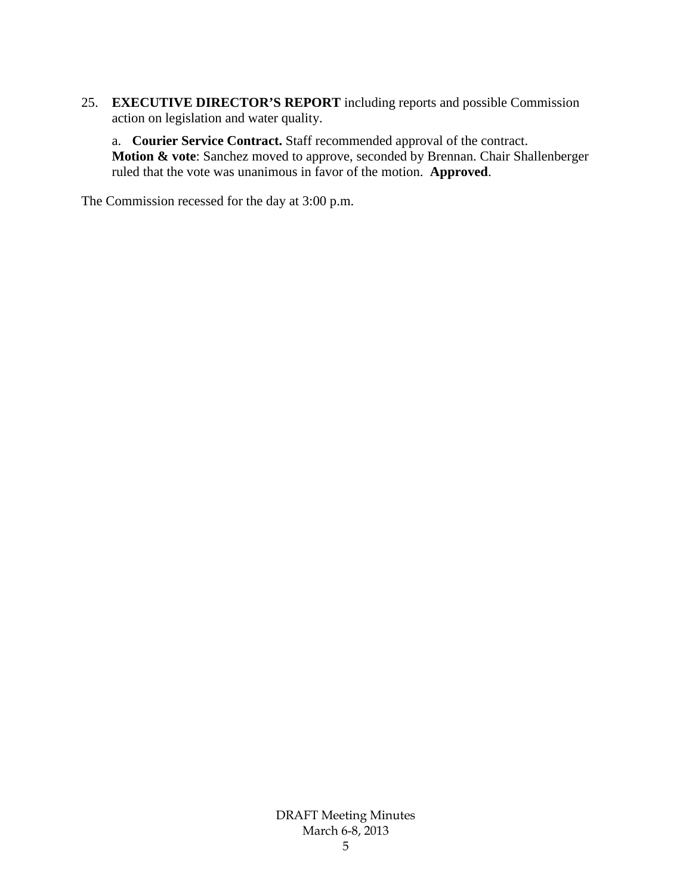25. **EXECUTIVE DIRECTOR'S REPORT** including reports and possible Commission action on legislation and water quality.

    a. **Courier Service Contract.** Staff recommended approval of the contract.
    **Motion & vote**: Sanchez moved to approve, seconded by Brennan. Chair Shallenberger ruled that the vote was unanimous in favor of the motion. **Approved**.

The Commission recessed for the day at 3:00 p.m.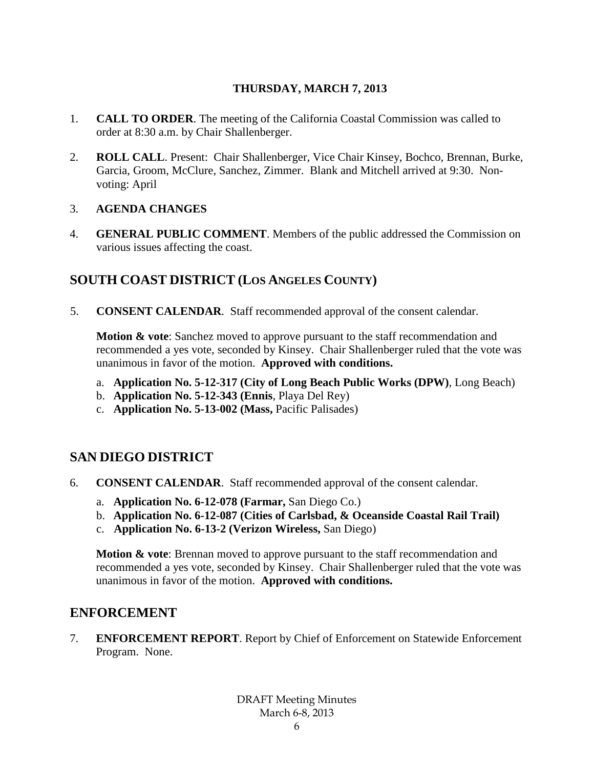**THURSDAY, MARCH 7, 2013**

1. **CALL TO ORDER**. The meeting of the California Coastal Commission was called to order at 8:30 a.m. by Chair Shallenberger.

2. **ROLL CALL**. Present: Chair Shallenberger, Vice Chair Kinsey, Bochco, Brennan, Burke, Garcia, Groom, McClure, Sanchez, Zimmer. Blank and Mitchell arrived at 9:30. Non-voting: April

3. **AGENDA CHANGES**

4. **GENERAL PUBLIC COMMENT**. Members of the public addressed the Commission on various issues affecting the coast.

## SOUTH COAST DISTRICT (LOS ANGELES COUNTY)

5. **CONSENT CALENDAR**. Staff recommended approval of the consent calendar.

   **Motion & vote**: Sanchez moved to approve pursuant to the staff recommendation and recommended a yes vote, seconded by Kinsey. Chair Shallenberger ruled that the vote was unanimous in favor of the motion. **Approved with conditions.**

   a. **Application No. 5-12-317 (City of Long Beach Public Works (DPW)**, Long Beach)
   b. **Application No. 5-12-343 (Ennis**, Playa Del Rey)
   c. **Application No. 5-13-002 (Mass,** Pacific Palisades)

## SAN DIEGO DISTRICT

6. **CONSENT CALENDAR**. Staff recommended approval of the consent calendar.

   a. **Application No. 6-12-078 (Farmar,** San Diego Co.)
   b. **Application No. 6-12-087 (Cities of Carlsbad, & Oceanside Coastal Rail Trail)**
   c. **Application No. 6-13-2 (Verizon Wireless,** San Diego)

   **Motion & vote**: Brennan moved to approve pursuant to the staff recommendation and recommended a yes vote, seconded by Kinsey. Chair Shallenberger ruled that the vote was unanimous in favor of the motion. **Approved with conditions.**

## ENFORCEMENT

7. **ENFORCEMENT REPORT**. Report by Chief of Enforcement on Statewide Enforcement Program. None.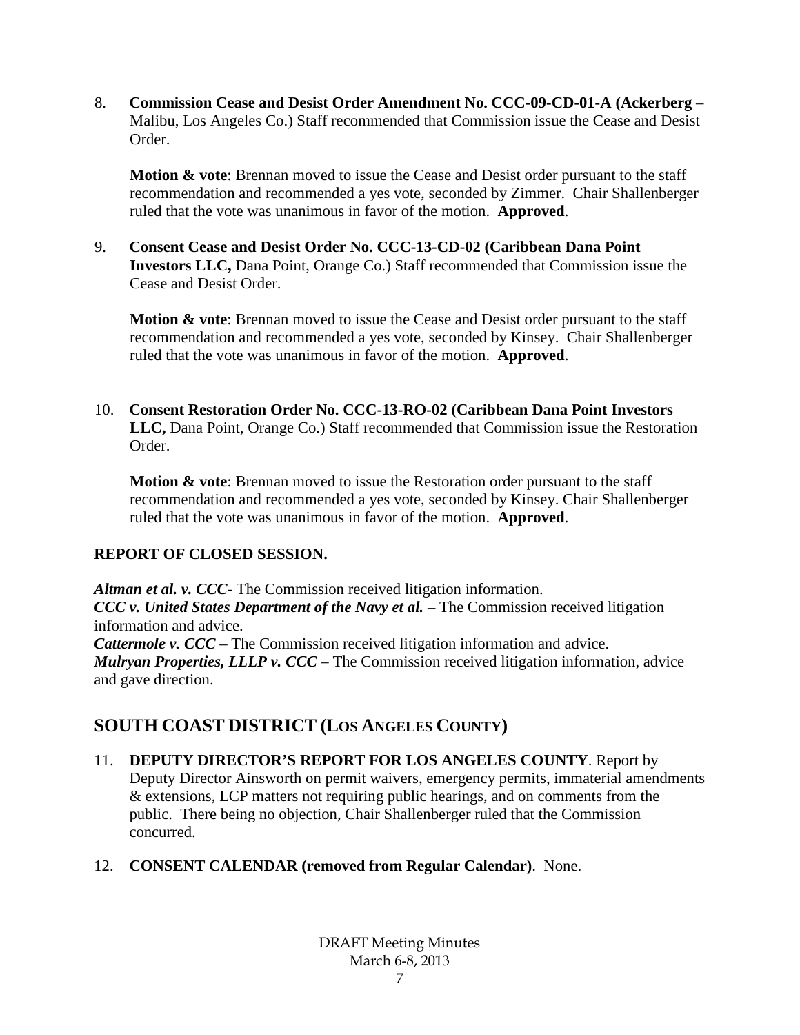8. **Commission Cease and Desist Order Amendment No. CCC-09-CD-01-A (Ackerberg** – Malibu, Los Angeles Co.) Staff recommended that Commission issue the Cease and Desist Order.

   **Motion & vote**: Brennan moved to issue the Cease and Desist order pursuant to the staff recommendation and recommended a yes vote, seconded by Zimmer. Chair Shallenberger ruled that the vote was unanimous in favor of the motion. **Approved**.

9. **Consent Cease and Desist Order No. CCC-13-CD-02 (Caribbean Dana Point Investors LLC,** Dana Point, Orange Co.) Staff recommended that Commission issue the Cease and Desist Order.

   **Motion & vote**: Brennan moved to issue the Cease and Desist order pursuant to the staff recommendation and recommended a yes vote, seconded by Kinsey. Chair Shallenberger ruled that the vote was unanimous in favor of the motion. **Approved**.

10. **Consent Restoration Order No. CCC-13-RO-02 (Caribbean Dana Point Investors LLC,** Dana Point, Orange Co.) Staff recommended that Commission issue the Restoration Order.

    **Motion & vote**: Brennan moved to issue the Restoration order pursuant to the staff recommendation and recommended a yes vote, seconded by Kinsey. Chair Shallenberger ruled that the vote was unanimous in favor of the motion. **Approved**.

**REPORT OF CLOSED SESSION.**

***Altman et al. v. CCC***- The Commission received litigation information.
***CCC v. United States Department of the Navy et al.*** – The Commission received litigation information and advice.
***Cattermole v. CCC*** – The Commission received litigation information and advice.
***Mulryan Properties, LLLP v. CCC*** – The Commission received litigation information, advice and gave direction.

## SOUTH COAST DISTRICT (LOS ANGELES COUNTY)

11. **DEPUTY DIRECTOR'S REPORT FOR LOS ANGELES COUNTY**. Report by Deputy Director Ainsworth on permit waivers, emergency permits, immaterial amendments & extensions, LCP matters not requiring public hearings, and on comments from the public. There being no objection, Chair Shallenberger ruled that the Commission concurred.

12. **CONSENT CALENDAR (removed from Regular Calendar)**. None.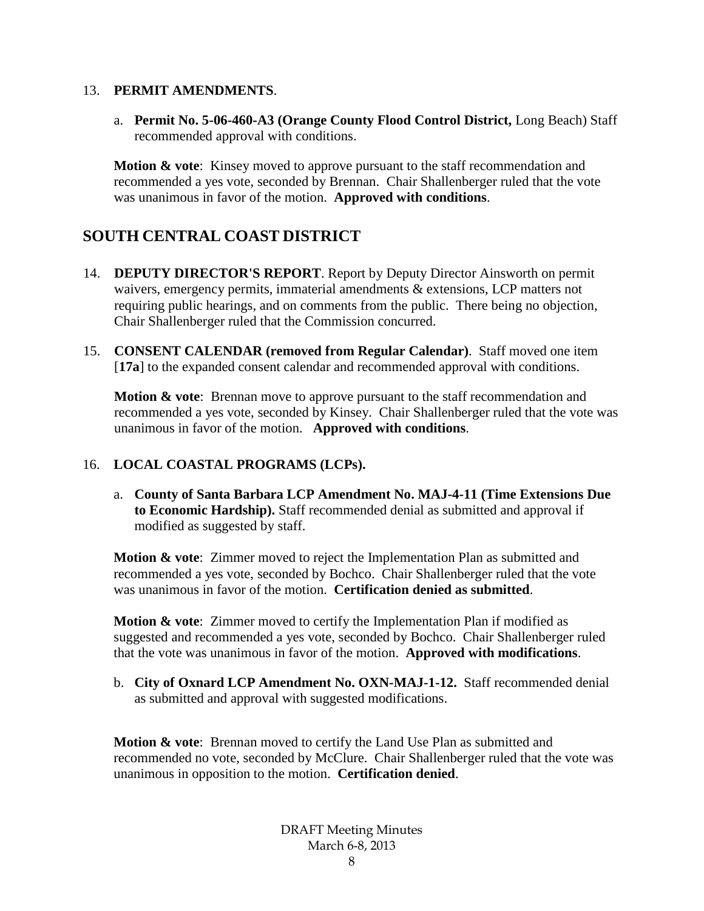13. **PERMIT AMENDMENTS**.

    a. **Permit No. 5-06-460-A3 (Orange County Flood Control District,** Long Beach) Staff recommended approval with conditions.

    **Motion & vote**: Kinsey moved to approve pursuant to the staff recommendation and recommended a yes vote, seconded by Brennan. Chair Shallenberger ruled that the vote was unanimous in favor of the motion. **Approved with conditions**.

## SOUTH CENTRAL COAST DISTRICT

14. **DEPUTY DIRECTOR'S REPORT**. Report by Deputy Director Ainsworth on permit waivers, emergency permits, immaterial amendments & extensions, LCP matters not requiring public hearings, and on comments from the public. There being no objection, Chair Shallenberger ruled that the Commission concurred.

15. **CONSENT CALENDAR (removed from Regular Calendar)**. Staff moved one item [**17a**] to the expanded consent calendar and recommended approval with conditions.

    **Motion & vote**: Brennan move to approve pursuant to the staff recommendation and recommended a yes vote, seconded by Kinsey. Chair Shallenberger ruled that the vote was unanimous in favor of the motion. **Approved with conditions**.

16. **LOCAL COASTAL PROGRAMS (LCPs).**

    a. **County of Santa Barbara LCP Amendment No. MAJ-4-11 (Time Extensions Due to Economic Hardship).** Staff recommended denial as submitted and approval if modified as suggested by staff.

    **Motion & vote**: Zimmer moved to reject the Implementation Plan as submitted and recommended a yes vote, seconded by Bochco. Chair Shallenberger ruled that the vote was unanimous in favor of the motion. **Certification denied as submitted**.

    **Motion & vote**: Zimmer moved to certify the Implementation Plan if modified as suggested and recommended a yes vote, seconded by Bochco. Chair Shallenberger ruled that the vote was unanimous in favor of the motion. **Approved with modifications**.

    b. **City of Oxnard LCP Amendment No. OXN-MAJ-1-12.** Staff recommended denial as submitted and approval with suggested modifications.

    **Motion & vote**: Brennan moved to certify the Land Use Plan as submitted and recommended no vote, seconded by McClure. Chair Shallenberger ruled that the vote was unanimous in opposition to the motion. **Certification denied**.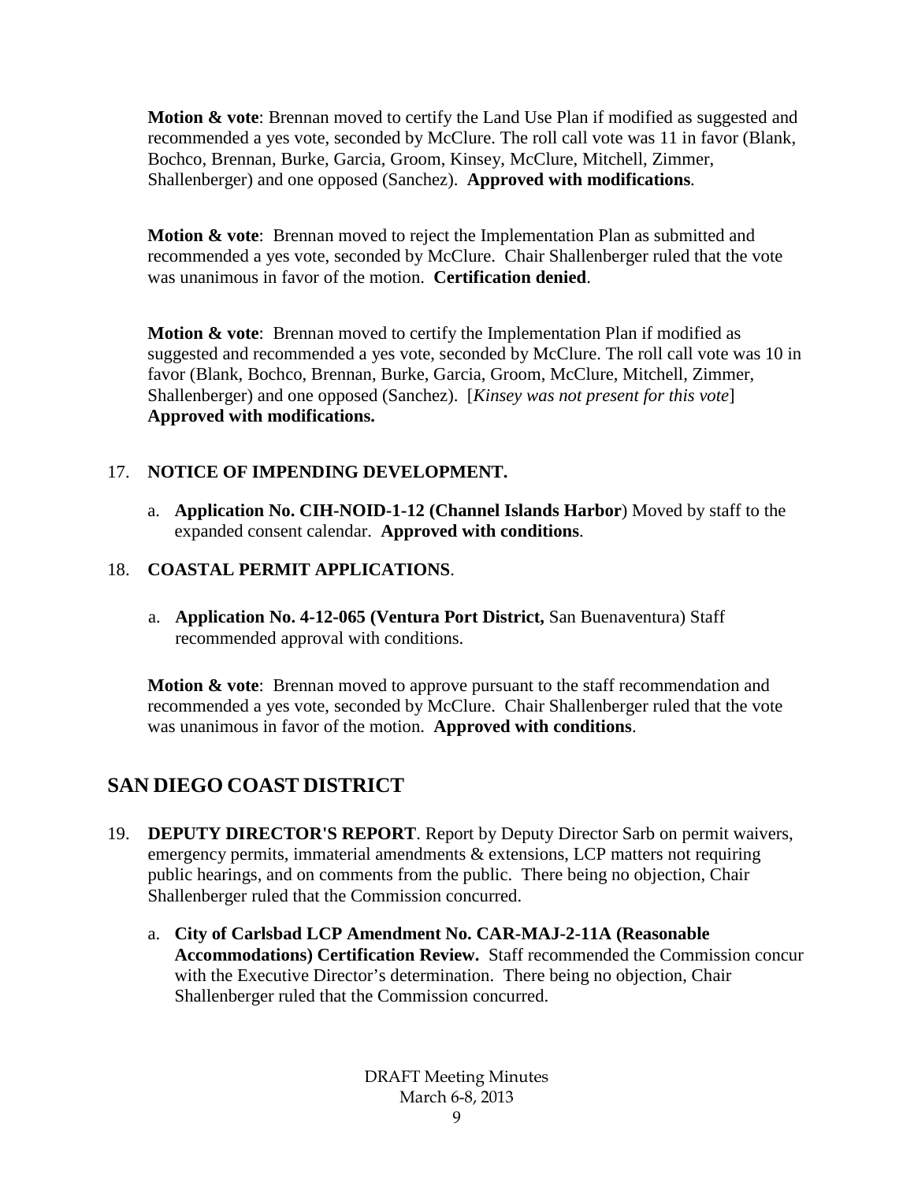**Motion & vote**: Brennan moved to certify the Land Use Plan if modified as suggested and recommended a yes vote, seconded by McClure. The roll call vote was 11 in favor (Blank, Bochco, Brennan, Burke, Garcia, Groom, Kinsey, McClure, Mitchell, Zimmer, Shallenberger) and one opposed (Sanchez). **Approved with modifications**.

**Motion & vote**: Brennan moved to reject the Implementation Plan as submitted and recommended a yes vote, seconded by McClure. Chair Shallenberger ruled that the vote was unanimous in favor of the motion. **Certification denied**.

**Motion & vote**: Brennan moved to certify the Implementation Plan if modified as suggested and recommended a yes vote, seconded by McClure. The roll call vote was 10 in favor (Blank, Bochco, Brennan, Burke, Garcia, Groom, McClure, Mitchell, Zimmer, Shallenberger) and one opposed (Sanchez). [*Kinsey was not present for this vote*] **Approved with modifications.**

17. **NOTICE OF IMPENDING DEVELOPMENT.**

    a. **Application No. CIH-NOID-1-12 (Channel Islands Harbor**) Moved by staff to the expanded consent calendar. **Approved with conditions**.

18. **COASTAL PERMIT APPLICATIONS**.

    a. **Application No. 4-12-065 (Ventura Port District,** San Buenaventura) Staff recommended approval with conditions.

    **Motion & vote**: Brennan moved to approve pursuant to the staff recommendation and recommended a yes vote, seconded by McClure. Chair Shallenberger ruled that the vote was unanimous in favor of the motion. **Approved with conditions**.

## SAN DIEGO COAST DISTRICT

19. **DEPUTY DIRECTOR'S REPORT**. Report by Deputy Director Sarb on permit waivers, emergency permits, immaterial amendments & extensions, LCP matters not requiring public hearings, and on comments from the public. There being no objection, Chair Shallenberger ruled that the Commission concurred.

    a. **City of Carlsbad LCP Amendment No. CAR-MAJ-2-11A (Reasonable Accommodations) Certification Review.** Staff recommended the Commission concur with the Executive Director's determination. There being no objection, Chair Shallenberger ruled that the Commission concurred.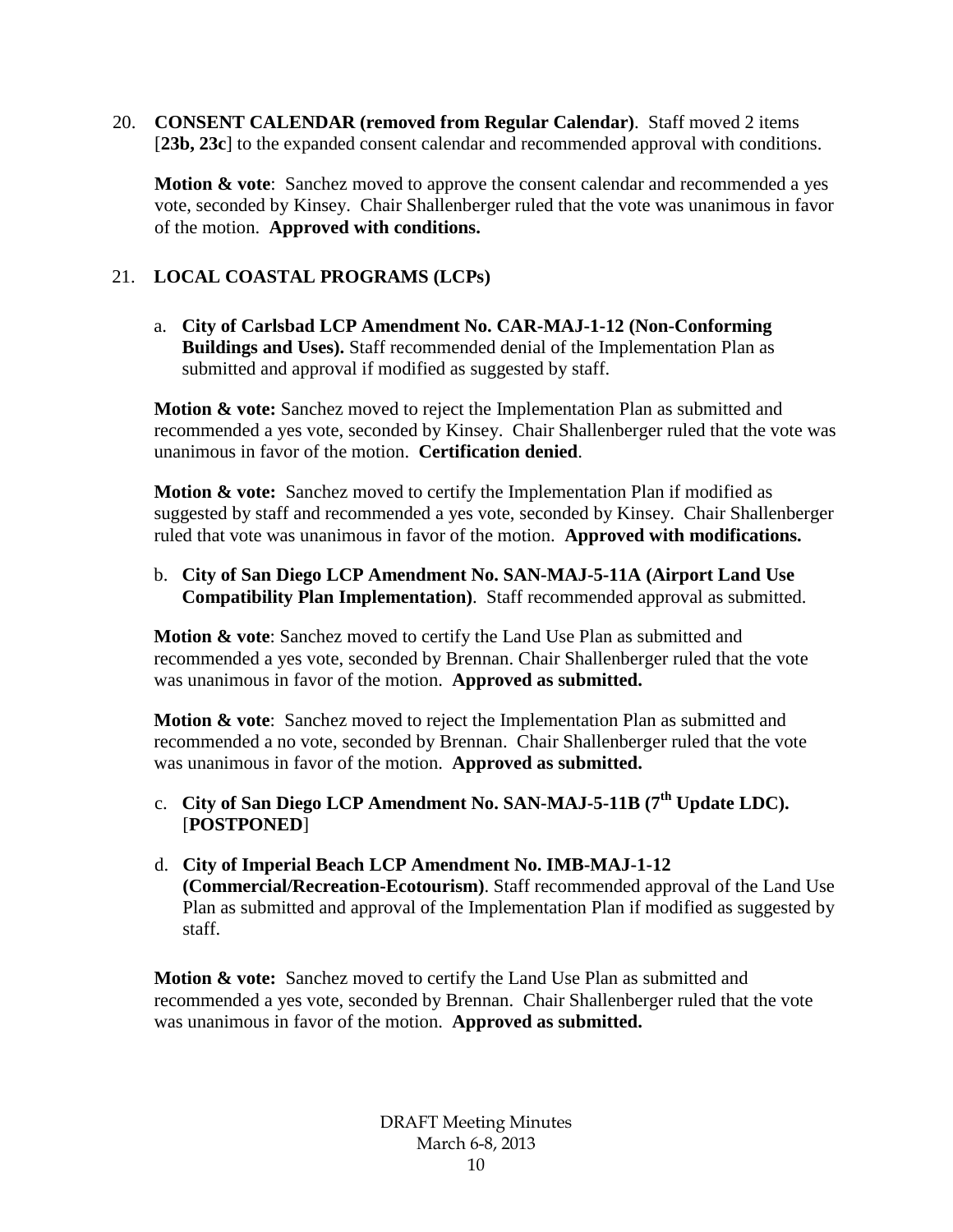20. **CONSENT CALENDAR (removed from Regular Calendar)**. Staff moved 2 items [**23b, 23c**] to the expanded consent calendar and recommended approval with conditions.

    **Motion & vote**: Sanchez moved to approve the consent calendar and recommended a yes vote, seconded by Kinsey. Chair Shallenberger ruled that the vote was unanimous in favor of the motion. **Approved with conditions.**

21. **LOCAL COASTAL PROGRAMS (LCPs)**

    a. **City of Carlsbad LCP Amendment No. CAR-MAJ-1-12 (Non-Conforming Buildings and Uses).** Staff recommended denial of the Implementation Plan as submitted and approval if modified as suggested by staff.

    **Motion & vote:** Sanchez moved to reject the Implementation Plan as submitted and recommended a yes vote, seconded by Kinsey. Chair Shallenberger ruled that the vote was unanimous in favor of the motion. **Certification denied**.

    **Motion & vote:** Sanchez moved to certify the Implementation Plan if modified as suggested by staff and recommended a yes vote, seconded by Kinsey. Chair Shallenberger ruled that vote was unanimous in favor of the motion. **Approved with modifications.**

    b. **City of San Diego LCP Amendment No. SAN-MAJ-5-11A (Airport Land Use Compatibility Plan Implementation)**. Staff recommended approval as submitted.

    **Motion & vote**: Sanchez moved to certify the Land Use Plan as submitted and recommended a yes vote, seconded by Brennan. Chair Shallenberger ruled that the vote was unanimous in favor of the motion. **Approved as submitted.**

    **Motion & vote**: Sanchez moved to reject the Implementation Plan as submitted and recommended a no vote, seconded by Brennan. Chair Shallenberger ruled that the vote was unanimous in favor of the motion. **Approved as submitted.**

    c. **City of San Diego LCP Amendment No. SAN-MAJ-5-11B (7th Update LDC).** [**POSTPONED**]

    d. **City of Imperial Beach LCP Amendment No. IMB-MAJ-1-12 (Commercial/Recreation-Ecotourism)**. Staff recommended approval of the Land Use Plan as submitted and approval of the Implementation Plan if modified as suggested by staff.

    **Motion & vote:** Sanchez moved to certify the Land Use Plan as submitted and recommended a yes vote, seconded by Brennan. Chair Shallenberger ruled that the vote was unanimous in favor of the motion. **Approved as submitted.**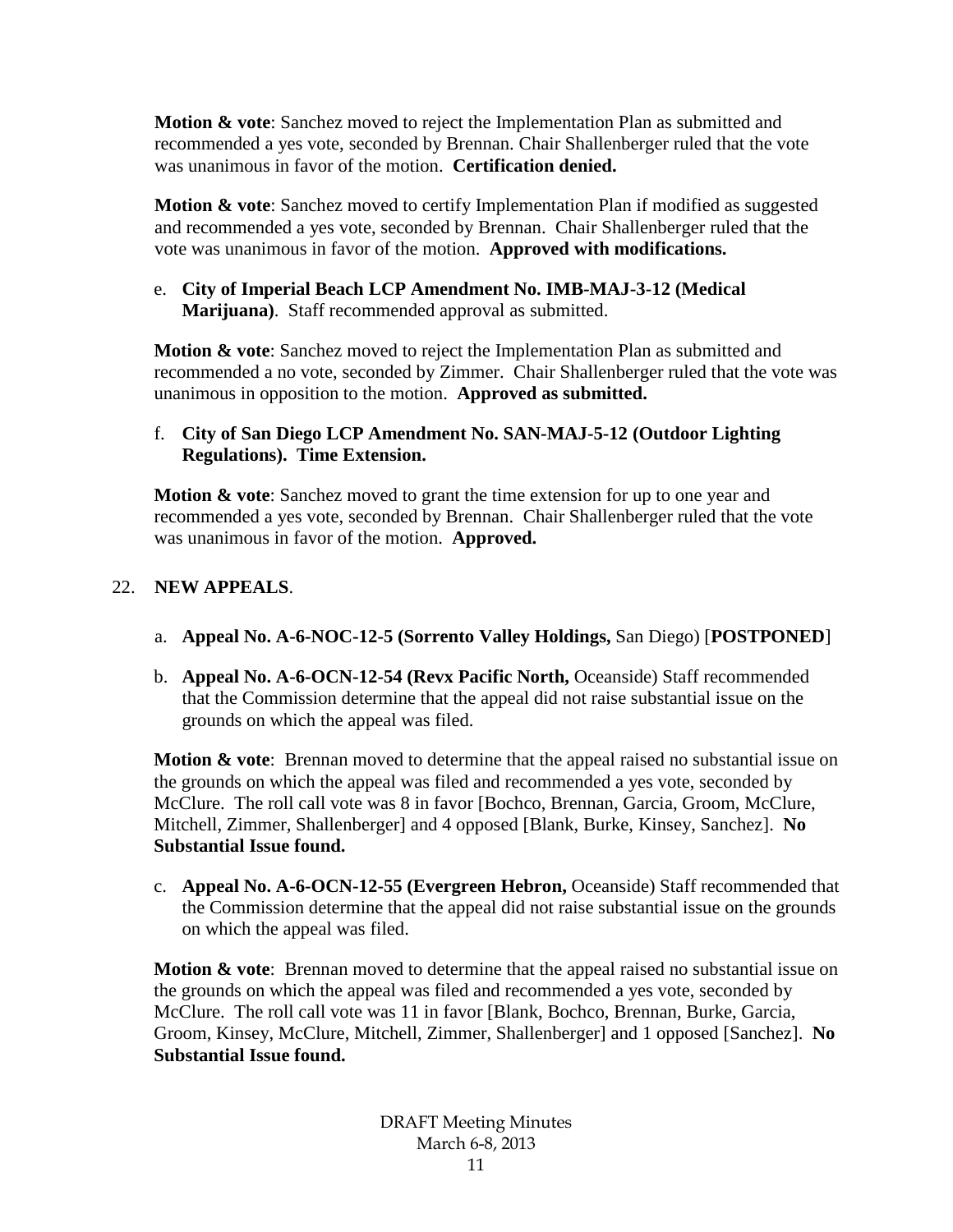**Motion & vote**: Sanchez moved to reject the Implementation Plan as submitted and recommended a yes vote, seconded by Brennan. Chair Shallenberger ruled that the vote was unanimous in favor of the motion. **Certification denied.**

**Motion & vote**: Sanchez moved to certify Implementation Plan if modified as suggested and recommended a yes vote, seconded by Brennan. Chair Shallenberger ruled that the vote was unanimous in favor of the motion. **Approved with modifications.**

e. **City of Imperial Beach LCP Amendment No. IMB-MAJ-3-12 (Medical Marijuana)**. Staff recommended approval as submitted.

**Motion & vote**: Sanchez moved to reject the Implementation Plan as submitted and recommended a no vote, seconded by Zimmer. Chair Shallenberger ruled that the vote was unanimous in opposition to the motion. **Approved as submitted.**

f. **City of San Diego LCP Amendment No. SAN-MAJ-5-12 (Outdoor Lighting Regulations). Time Extension.**

**Motion & vote**: Sanchez moved to grant the time extension for up to one year and recommended a yes vote, seconded by Brennan. Chair Shallenberger ruled that the vote was unanimous in favor of the motion. **Approved.**

22. **NEW APPEALS**.

a. **Appeal No. A-6-NOC-12-5 (Sorrento Valley Holdings,** San Diego) [**POSTPONED**]

b. **Appeal No. A-6-OCN-12-54 (Revx Pacific North,** Oceanside) Staff recommended that the Commission determine that the appeal did not raise substantial issue on the grounds on which the appeal was filed.

**Motion & vote**: Brennan moved to determine that the appeal raised no substantial issue on the grounds on which the appeal was filed and recommended a yes vote, seconded by McClure. The roll call vote was 8 in favor [Bochco, Brennan, Garcia, Groom, McClure, Mitchell, Zimmer, Shallenberger] and 4 opposed [Blank, Burke, Kinsey, Sanchez]. **No Substantial Issue found.**

c. **Appeal No. A-6-OCN-12-55 (Evergreen Hebron,** Oceanside) Staff recommended that the Commission determine that the appeal did not raise substantial issue on the grounds on which the appeal was filed.

**Motion & vote**: Brennan moved to determine that the appeal raised no substantial issue on the grounds on which the appeal was filed and recommended a yes vote, seconded by McClure. The roll call vote was 11 in favor [Blank, Bochco, Brennan, Burke, Garcia, Groom, Kinsey, McClure, Mitchell, Zimmer, Shallenberger] and 1 opposed [Sanchez]. **No Substantial Issue found.**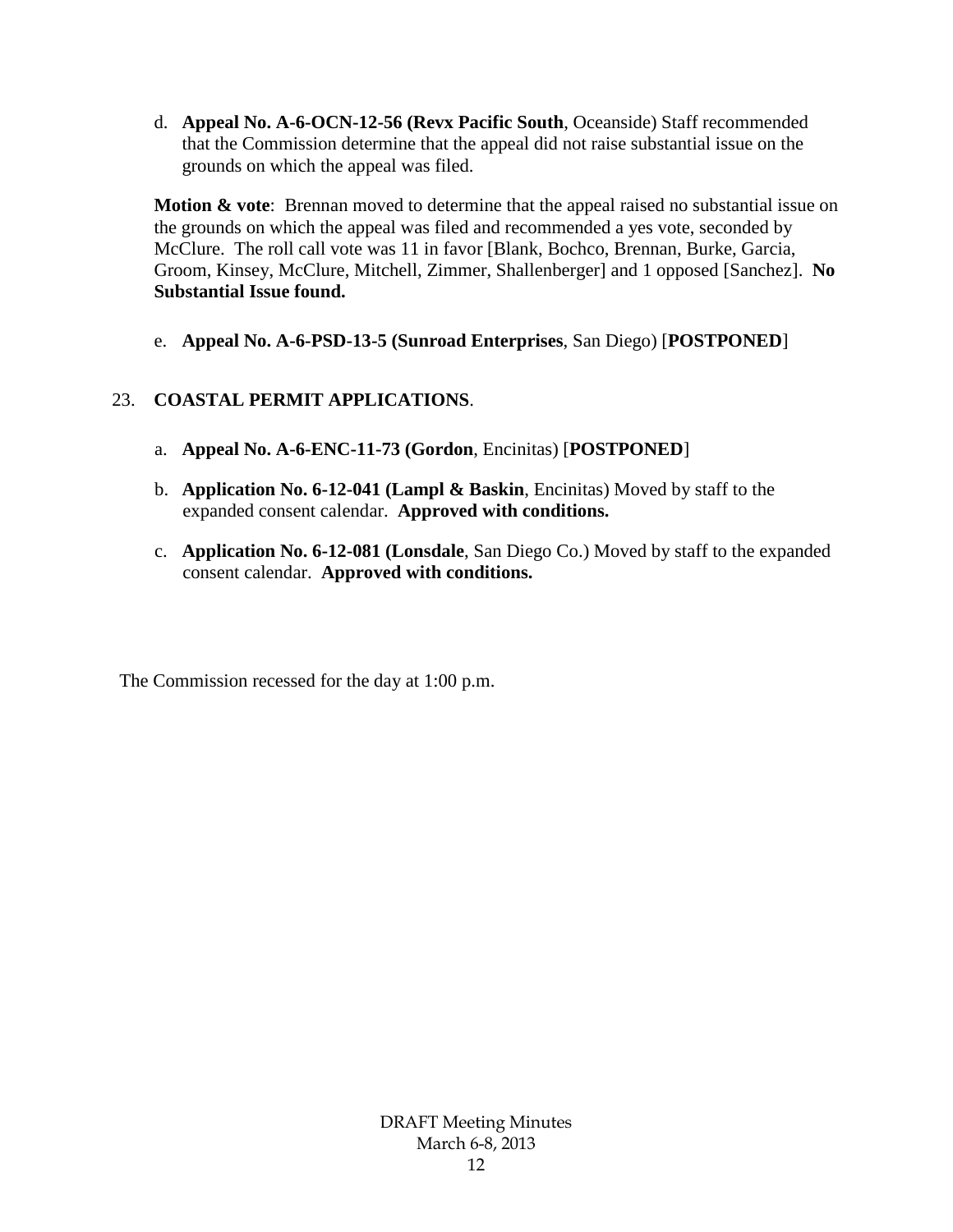d. **Appeal No. A-6-OCN-12-56 (Revx Pacific South**, Oceanside) Staff recommended that the Commission determine that the appeal did not raise substantial issue on the grounds on which the appeal was filed.

**Motion & vote**: Brennan moved to determine that the appeal raised no substantial issue on the grounds on which the appeal was filed and recommended a yes vote, seconded by McClure. The roll call vote was 11 in favor [Blank, Bochco, Brennan, Burke, Garcia, Groom, Kinsey, McClure, Mitchell, Zimmer, Shallenberger] and 1 opposed [Sanchez]. **No Substantial Issue found.**

e. **Appeal No. A-6-PSD-13-5 (Sunroad Enterprises**, San Diego) [**POSTPONED**]

23. **COASTAL PERMIT APPLICATIONS**.

a. **Appeal No. A-6-ENC-11-73 (Gordon**, Encinitas) [**POSTPONED**]

b. **Application No. 6-12-041 (Lampl & Baskin**, Encinitas) Moved by staff to the expanded consent calendar. **Approved with conditions.**

c. **Application No. 6-12-081 (Lonsdale**, San Diego Co.) Moved by staff to the expanded consent calendar. **Approved with conditions.**

The Commission recessed for the day at 1:00 p.m.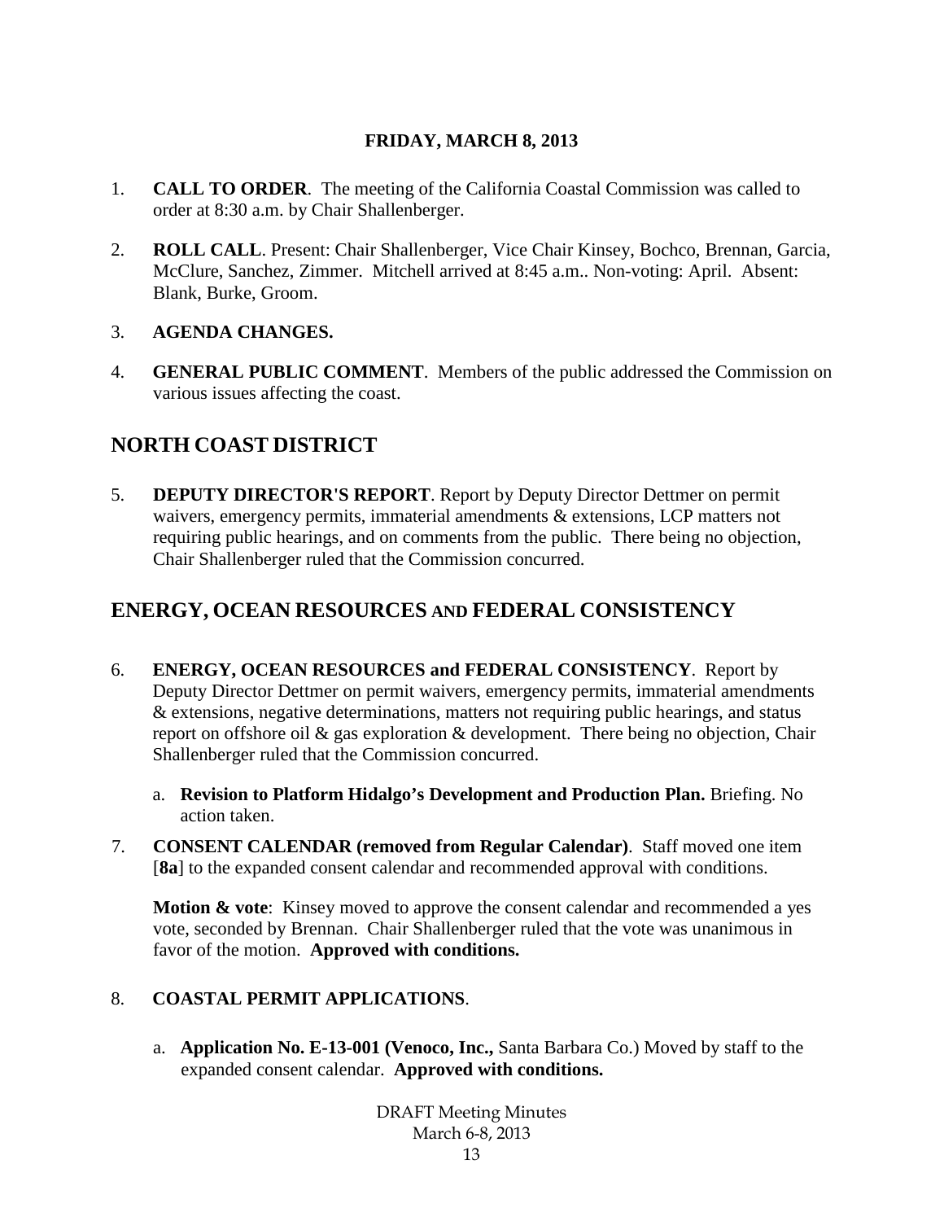**FRIDAY, MARCH 8, 2013**

1. **CALL TO ORDER**. The meeting of the California Coastal Commission was called to order at 8:30 a.m. by Chair Shallenberger.

2. **ROLL CALL**. Present: Chair Shallenberger, Vice Chair Kinsey, Bochco, Brennan, Garcia, McClure, Sanchez, Zimmer. Mitchell arrived at 8:45 a.m.. Non-voting: April. Absent: Blank, Burke, Groom.

3. **AGENDA CHANGES.**

4. **GENERAL PUBLIC COMMENT**. Members of the public addressed the Commission on various issues affecting the coast.

## NORTH COAST DISTRICT

5. **DEPUTY DIRECTOR'S REPORT**. Report by Deputy Director Dettmer on permit waivers, emergency permits, immaterial amendments & extensions, LCP matters not requiring public hearings, and on comments from the public. There being no objection, Chair Shallenberger ruled that the Commission concurred.

## ENERGY, OCEAN RESOURCES AND FEDERAL CONSISTENCY

6. **ENERGY, OCEAN RESOURCES and FEDERAL CONSISTENCY**. Report by Deputy Director Dettmer on permit waivers, emergency permits, immaterial amendments & extensions, negative determinations, matters not requiring public hearings, and status report on offshore oil & gas exploration & development. There being no objection, Chair Shallenberger ruled that the Commission concurred.

   a. **Revision to Platform Hidalgo's Development and Production Plan.** Briefing. No action taken.

7. **CONSENT CALENDAR (removed from Regular Calendar)**. Staff moved one item [**8a**] to the expanded consent calendar and recommended approval with conditions.

   **Motion & vote**: Kinsey moved to approve the consent calendar and recommended a yes vote, seconded by Brennan. Chair Shallenberger ruled that the vote was unanimous in favor of the motion. **Approved with conditions.**

8. **COASTAL PERMIT APPLICATIONS**.

   a. **Application No. E-13-001 (Venoco, Inc.,** Santa Barbara Co.) Moved by staff to the expanded consent calendar. **Approved with conditions.**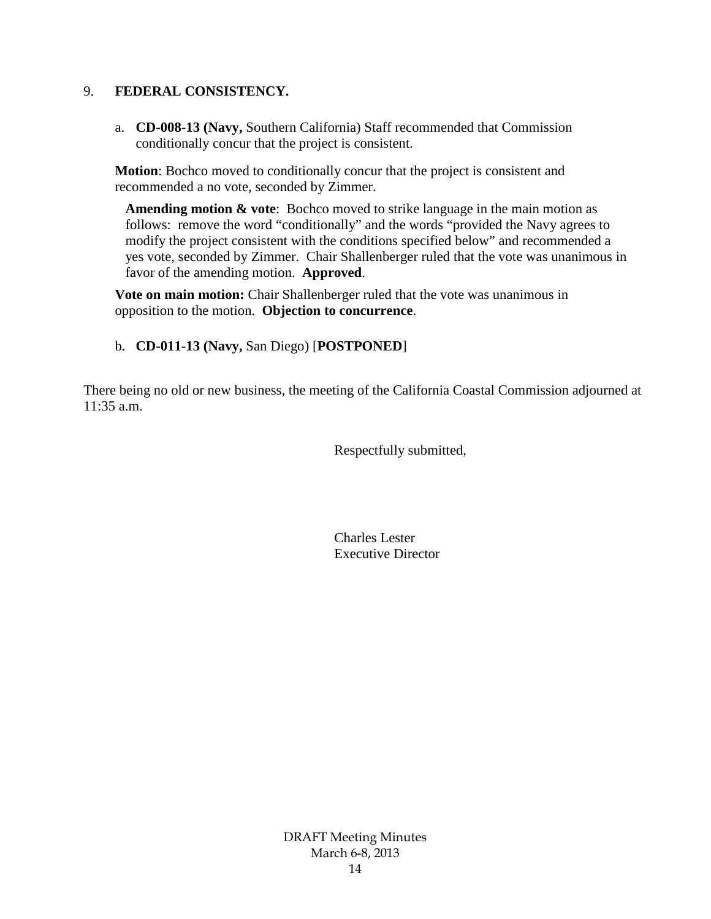9. **FEDERAL CONSISTENCY.**

a. **CD-008-13 (Navy,** Southern California) Staff recommended that Commission conditionally concur that the project is consistent.

**Motion**: Bochco moved to conditionally concur that the project is consistent and recommended a no vote, seconded by Zimmer.

**Amending motion & vote**: Bochco moved to strike language in the main motion as follows: remove the word "conditionally" and the words "provided the Navy agrees to modify the project consistent with the conditions specified below" and recommended a yes vote, seconded by Zimmer. Chair Shallenberger ruled that the vote was unanimous in favor of the amending motion. **Approved**.

**Vote on main motion:** Chair Shallenberger ruled that the vote was unanimous in opposition to the motion. **Objection to concurrence**.

b. **CD-011-13 (Navy,** San Diego) [**POSTPONED**]

There being no old or new business, the meeting of the California Coastal Commission adjourned at 11:35 a.m.

Respectfully submitted,

Charles Lester
Executive Director